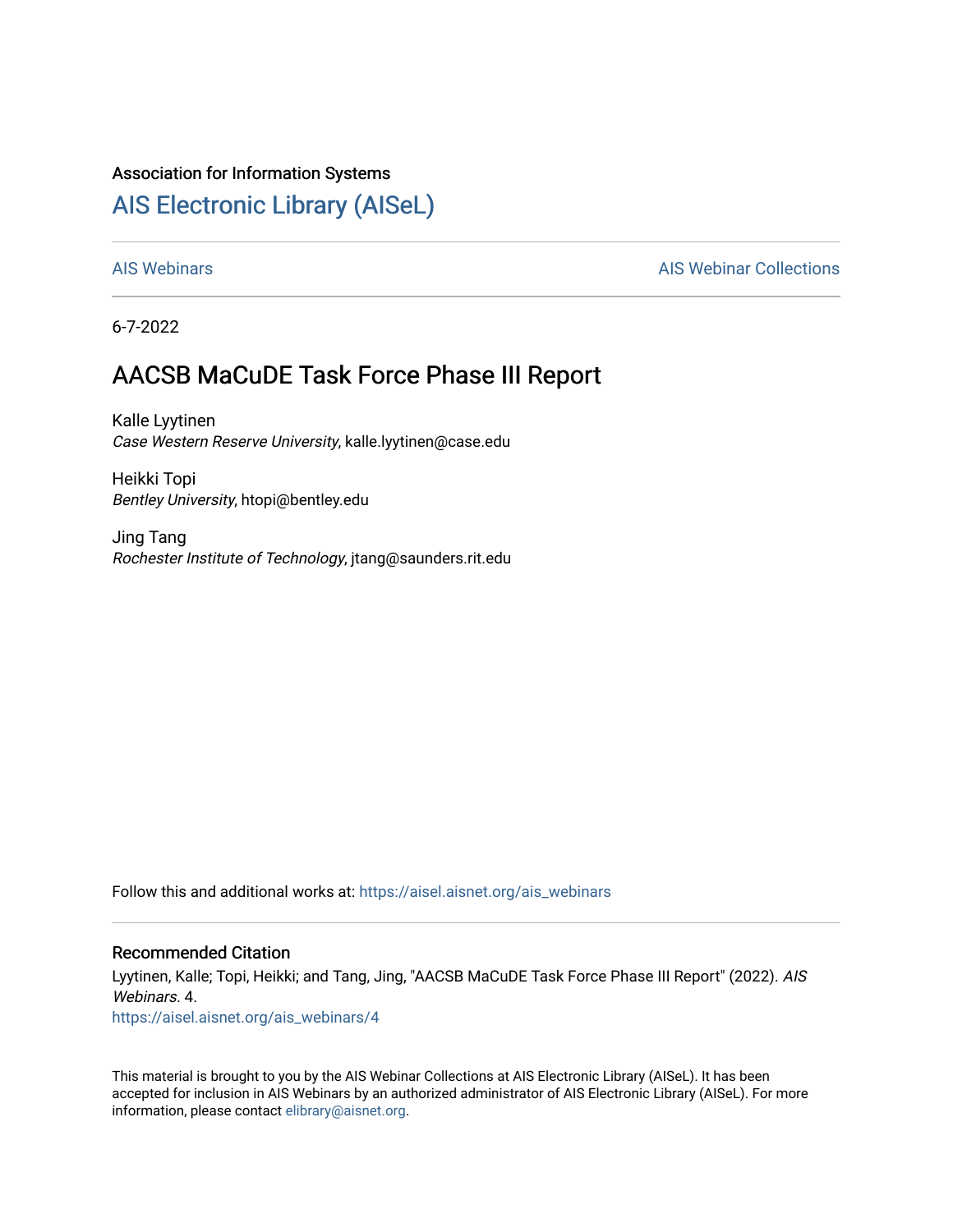Association for Information Systems

# AIS Electronic Library (AISeL)

AIS Webinars

AIS Webinar Collections

6-7-2022

## AACSB MaCuDE Task Force Phase III Report

Kalle Lyytinen
*Case Western Reserve University*, kalle.lyytinen@case.edu

Heikki Topi
*Bentley University*, htopi@bentley.edu

Jing Tang
*Rochester Institute of Technology*, jtang@saunders.rit.edu

Follow this and additional works at: https://aisel.aisnet.org/ais_webinars

### Recommended Citation

Lyytinen, Kalle; Topi, Heikki; and Tang, Jing, "AACSB MaCuDE Task Force Phase III Report" (2022). *AIS Webinars*. 4.
https://aisel.aisnet.org/ais_webinars/4

This material is brought to you by the AIS Webinar Collections at AIS Electronic Library (AISeL). It has been accepted for inclusion in AIS Webinars by an authorized administrator of AIS Electronic Library (AISeL). For more information, please contact elibrary@aisnet.org.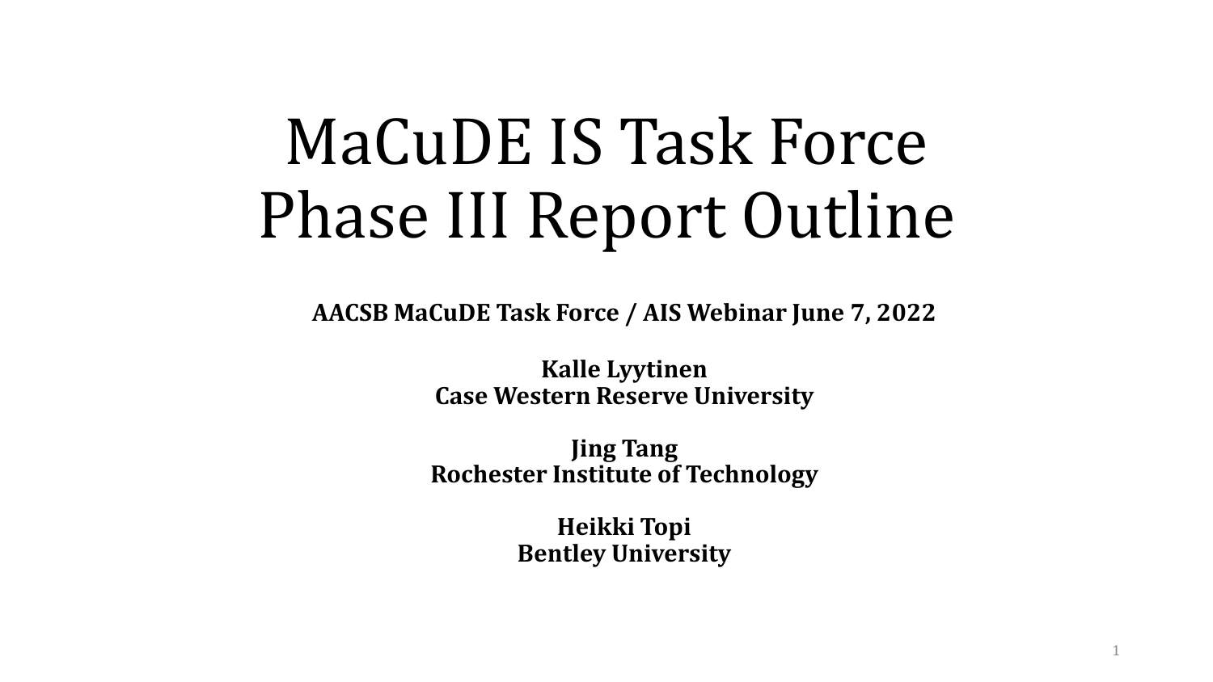# MaCuDE IS Task Force Phase III Report Outline

**AACSB MaCuDE Task Force / AIS Webinar June 7, 2022**

**Kalle Lyytinen**
**Case Western Reserve University**

**Jing Tang**
**Rochester Institute of Technology**

**Heikki Topi**
**Bentley University**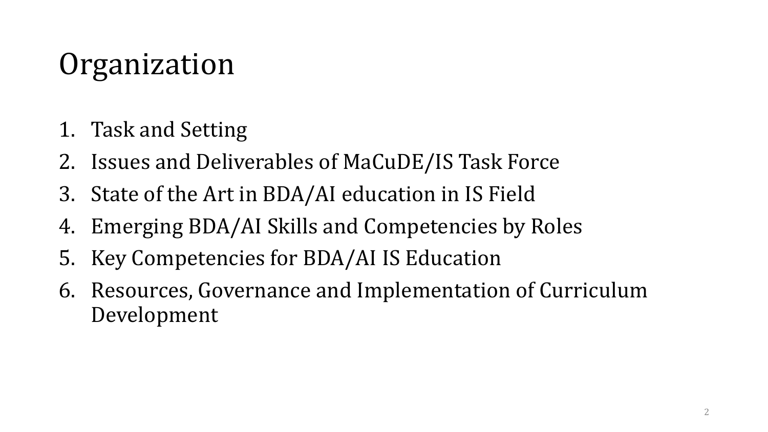# Organization

1. Task and Setting
2. Issues and Deliverables of MaCuDE/IS Task Force
3. State of the Art in BDA/AI education in IS Field
4. Emerging BDA/AI Skills and Competencies by Roles
5. Key Competencies for BDA/AI IS Education
6. Resources, Governance and Implementation of Curriculum Development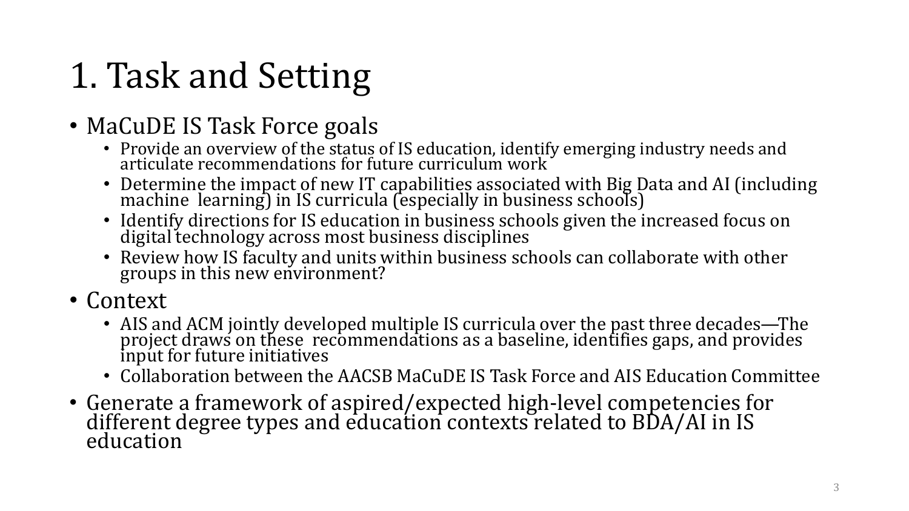# 1. Task and Setting

- MaCuDE IS Task Force goals
  - Provide an overview of the status of IS education, identify emerging industry needs and articulate recommendations for future curriculum work
  - Determine the impact of new IT capabilities associated with Big Data and AI (including machine learning) in IS curricula (especially in business schools)
  - Identify directions for IS education in business schools given the increased focus on digital technology across most business disciplines
  - Review how IS faculty and units within business schools can collaborate with other groups in this new environment?
- Context
  - AIS and ACM jointly developed multiple IS curricula over the past three decades—The project draws on these recommendations as a baseline, identifies gaps, and provides input for future initiatives
  - Collaboration between the AACSB MaCuDE IS Task Force and AIS Education Committee
- Generate a framework of aspired/expected high-level competencies for different degree types and education contexts related to BDA/AI in IS education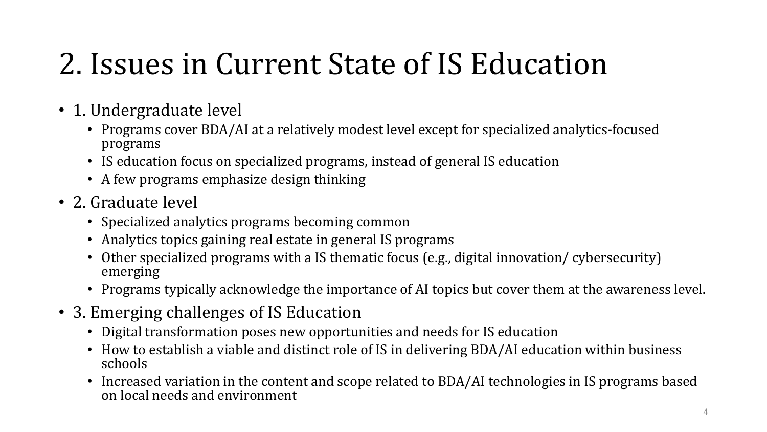# 2. Issues in Current State of IS Education

- 1. Undergraduate level
  - Programs cover BDA/AI at a relatively modest level except for specialized analytics-focused programs
  - IS education focus on specialized programs, instead of general IS education
  - A few programs emphasize design thinking
- 2. Graduate level
  - Specialized analytics programs becoming common
  - Analytics topics gaining real estate in general IS programs
  - Other specialized programs with a IS thematic focus (e.g., digital innovation/ cybersecurity) emerging
  - Programs typically acknowledge the importance of AI topics but cover them at the awareness level.
- 3. Emerging challenges of IS Education
  - Digital transformation poses new opportunities and needs for IS education
  - How to establish a viable and distinct role of IS in delivering BDA/AI education within business schools
  - Increased variation in the content and scope related to BDA/AI technologies in IS programs based on local needs and environment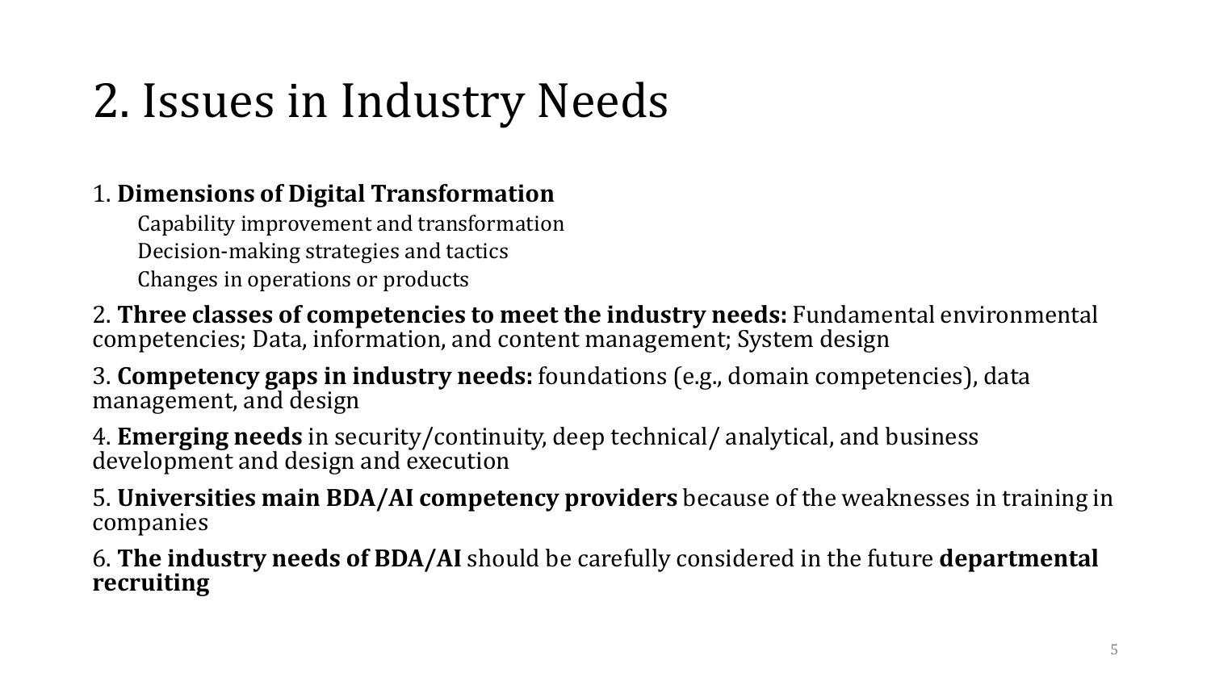# 2. Issues in Industry Needs

1. **Dimensions of Digital Transformation**
    - Capability improvement and transformation
    - Decision-making strategies and tactics
    - Changes in operations or products
2. **Three classes of competencies to meet the industry needs:** Fundamental environmental competencies; Data, information, and content management; System design
3. **Competency gaps in industry needs:** foundations (e.g., domain competencies), data management, and design
4. **Emerging needs** in security/continuity, deep technical/ analytical, and business development and design and execution
5. **Universities main BDA/AI competency providers** because of the weaknesses in training in companies
6. **The industry needs of BDA/AI** should be carefully considered in the future **departmental recruiting**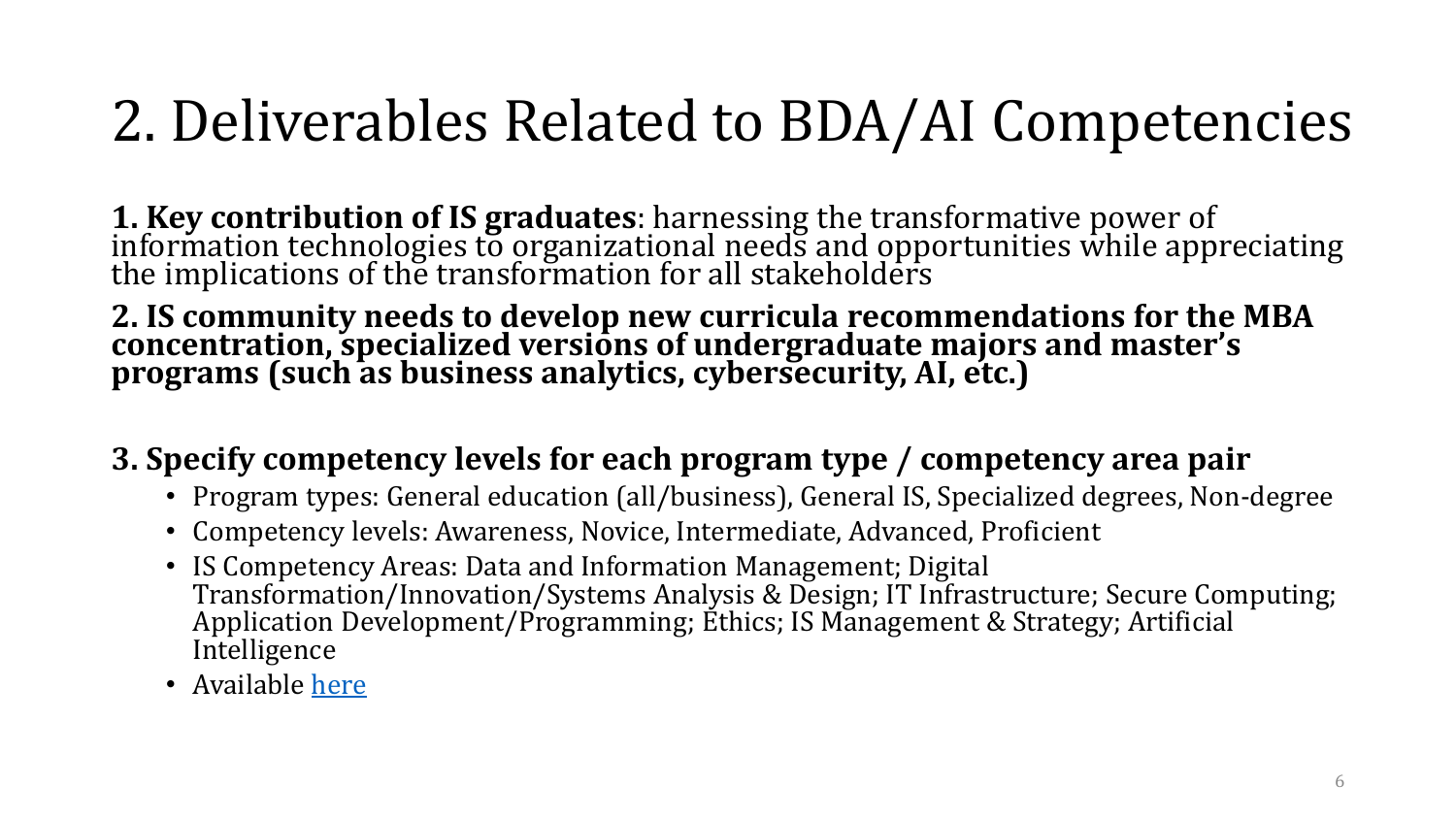# 2. Deliverables Related to BDA/AI Competencies

**1. Key contribution of IS graduates**: harnessing the transformative power of information technologies to organizational needs and opportunities while appreciating the implications of the transformation for all stakeholders

**2. IS community needs to develop new curricula recommendations for the MBA concentration, specialized versions of undergraduate majors and master's programs (such as business analytics, cybersecurity, AI, etc.)**

**3. Specify competency levels for each program type / competency area pair**

- Program types: General education (all/business), General IS, Specialized degrees, Non-degree
- Competency levels: Awareness, Novice, Intermediate, Advanced, Proficient
- IS Competency Areas: Data and Information Management; Digital Transformation/Innovation/Systems Analysis & Design; IT Infrastructure; Secure Computing; Application Development/Programming; Ethics; IS Management & Strategy; Artificial Intelligence
- Available here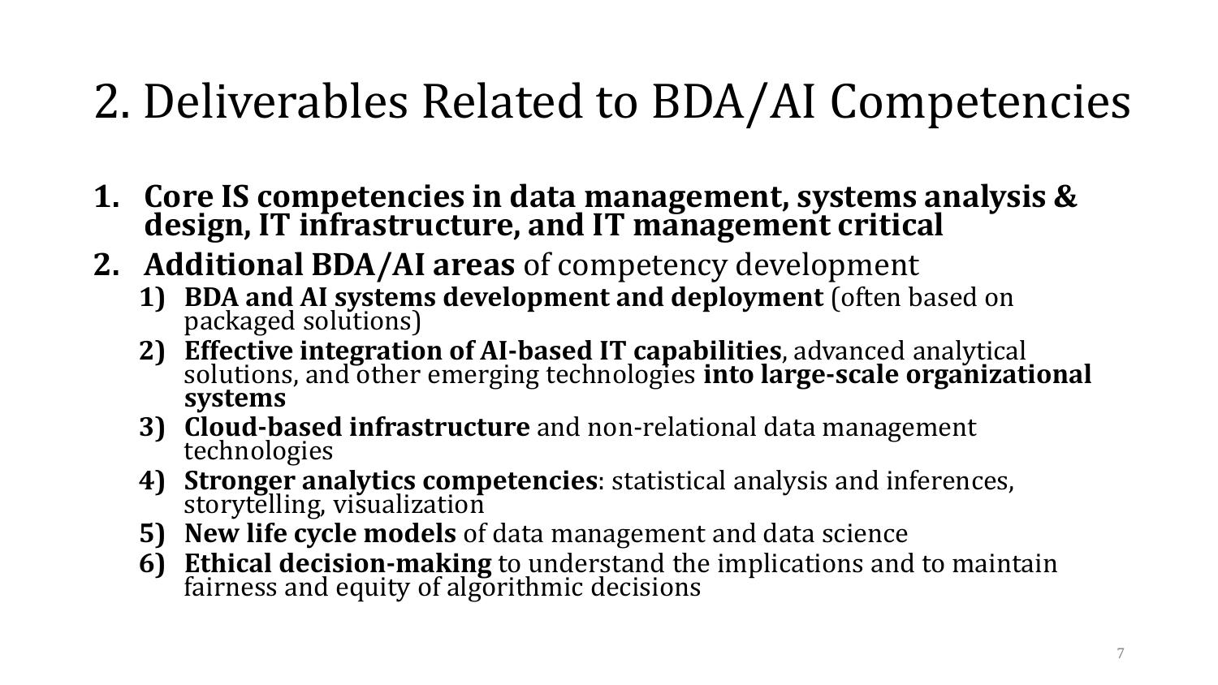# 2. Deliverables Related to BDA/AI Competencies

1. **Core IS competencies in data management, systems analysis & design, IT infrastructure, and IT management critical**
2. **Additional BDA/AI areas** of competency development
   1) **BDA and AI systems development and deployment** (often based on packaged solutions)
   2) **Effective integration of AI-based IT capabilities**, advanced analytical solutions, and other emerging technologies **into large-scale organizational systems**
   3) **Cloud-based infrastructure** and non-relational data management technologies
   4) **Stronger analytics competencies**: statistical analysis and inferences, storytelling, visualization
   5) **New life cycle models** of data management and data science
   6) **Ethical decision-making** to understand the implications and to maintain fairness and equity of algorithmic decisions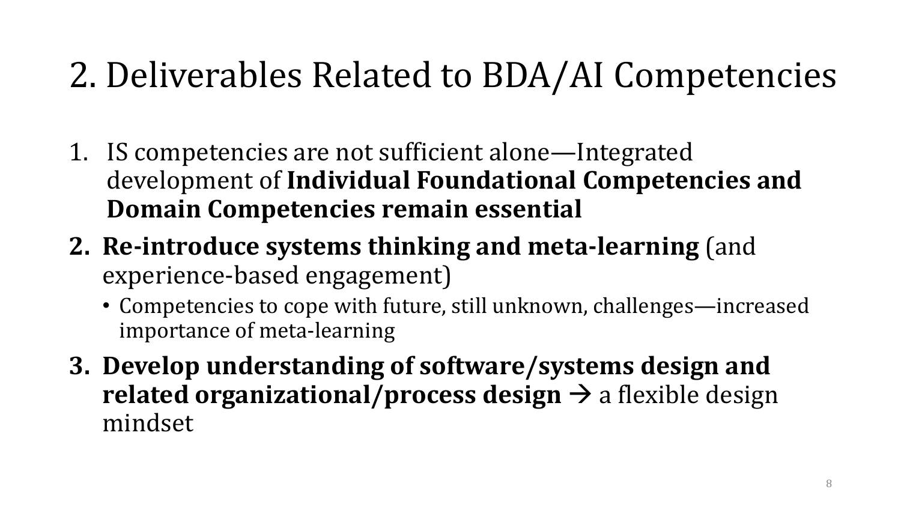# 2. Deliverables Related to BDA/AI Competencies

1. IS competencies are not sufficient alone—Integrated development of **Individual Foundational Competencies and Domain Competencies remain essential**
2. **Re-introduce systems thinking and meta-learning** (and experience-based engagement)
   - Competencies to cope with future, still unknown, challenges—increased importance of meta-learning
3. **Develop understanding of software/systems design and related organizational/process design** → a flexible design mindset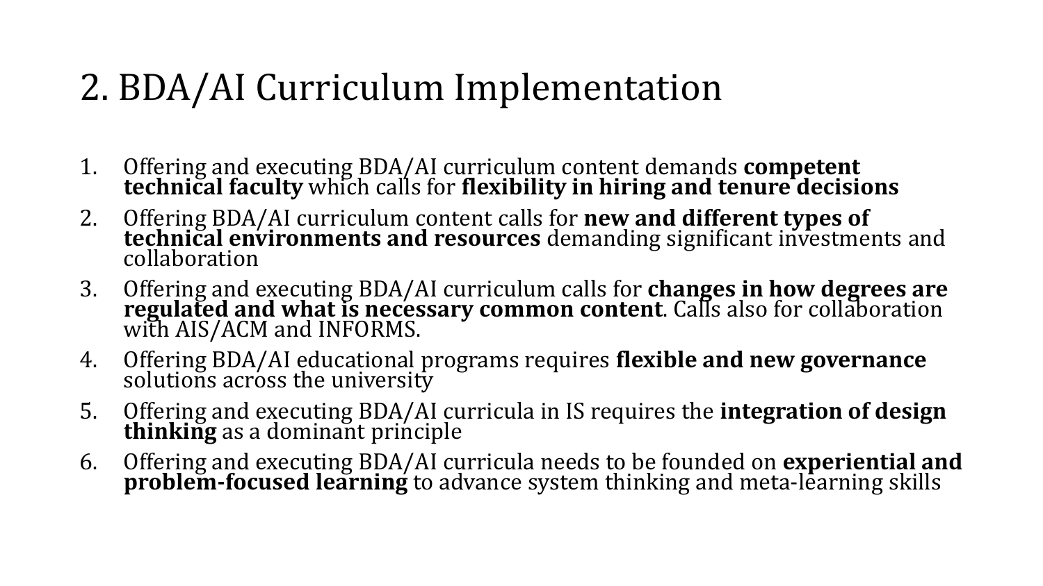# 2. BDA/AI Curriculum Implementation

1. Offering and executing BDA/AI curriculum content demands **competent technical faculty** which calls for **flexibility in hiring and tenure decisions**
2. Offering BDA/AI curriculum content calls for **new and different types of technical environments and resources** demanding significant investments and collaboration
3. Offering and executing BDA/AI curriculum calls for **changes in how degrees are regulated and what is necessary common content**. Calls also for collaboration with AIS/ACM and INFORMS.
4. Offering BDA/AI educational programs requires **flexible and new governance** solutions across the university
5. Offering and executing BDA/AI curricula in IS requires the **integration of design thinking** as a dominant principle
6. Offering and executing BDA/AI curricula needs to be founded on **experiential and problem-focused learning** to advance system thinking and meta-learning skills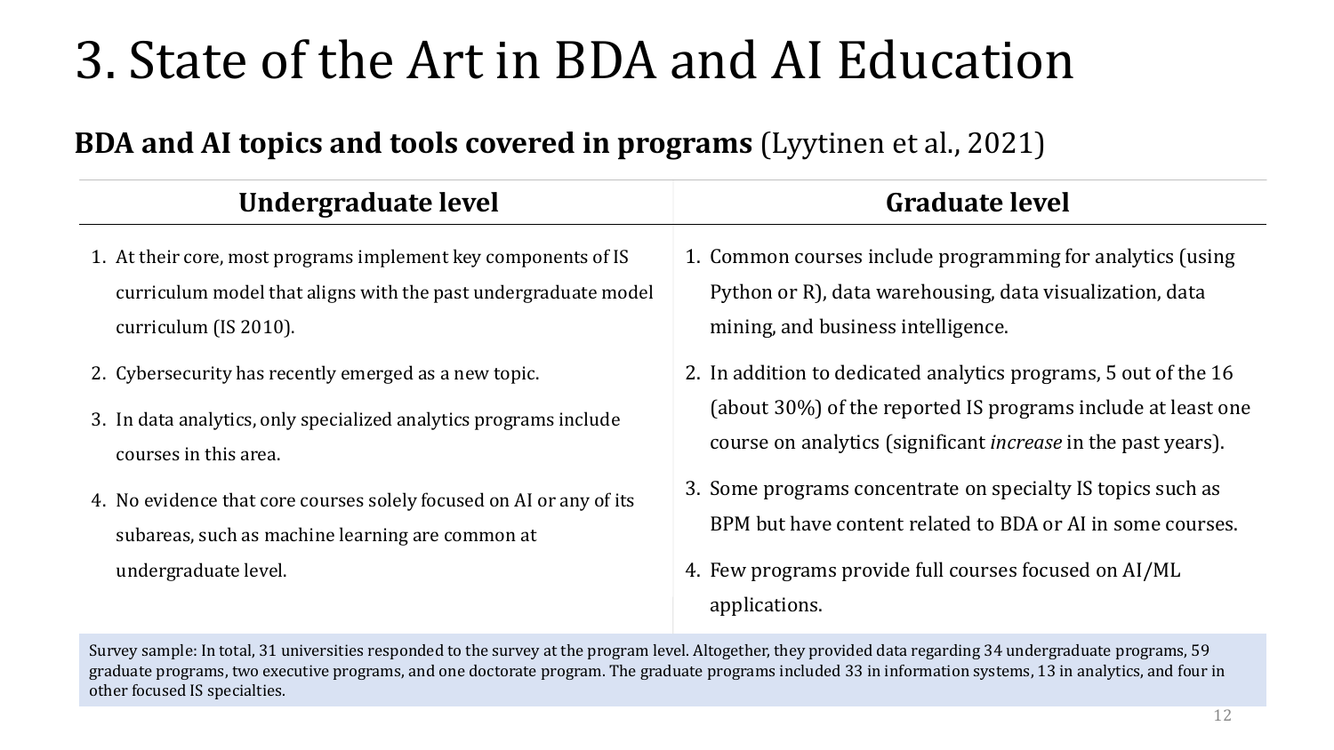# 3. State of the Art in BDA and AI Education

**BDA and AI topics and tools covered in programs** (Lyytinen et al., 2021)

| Undergraduate level | Graduate level |
| --- | --- |
| 1. At their core, most programs implement key components of IS curriculum model that aligns with the past undergraduate model curriculum (IS 2010).<br>2. Cybersecurity has recently emerged as a new topic.<br>3. In data analytics, only specialized analytics programs include courses in this area.<br>4. No evidence that core courses solely focused on AI or any of its subareas, such as machine learning are common at undergraduate level. | 1. Common courses include programming for analytics (using Python or R), data warehousing, data visualization, data mining, and business intelligence.<br>2. In addition to dedicated analytics programs, 5 out of the 16 (about 30%) of the reported IS programs include at least one course on analytics (significant *increase* in the past years).<br>3. Some programs concentrate on specialty IS topics such as BPM but have content related to BDA or AI in some courses.<br>4. Few programs provide full courses focused on AI/ML applications. |

Survey sample: In total, 31 universities responded to the survey at the program level. Altogether, they provided data regarding 34 undergraduate programs, 59 graduate programs, two executive programs, and one doctorate program. The graduate programs included 33 in information systems, 13 in analytics, and four in other focused IS specialties.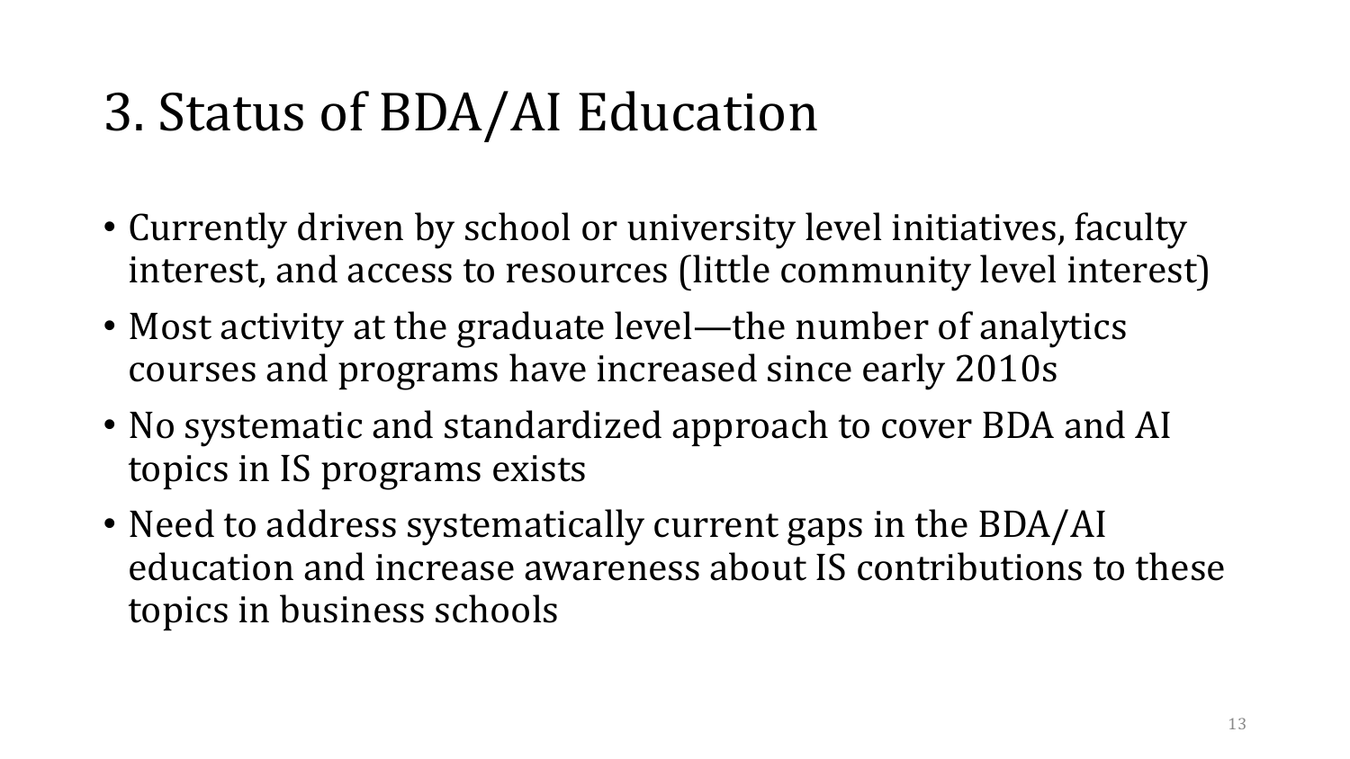# 3. Status of BDA/AI Education

- Currently driven by school or university level initiatives, faculty interest, and access to resources (little community level interest)
- Most activity at the graduate level—the number of analytics courses and programs have increased since early 2010s
- No systematic and standardized approach to cover BDA and AI topics in IS programs exists
- Need to address systematically current gaps in the BDA/AI education and increase awareness about IS contributions to these topics in business schools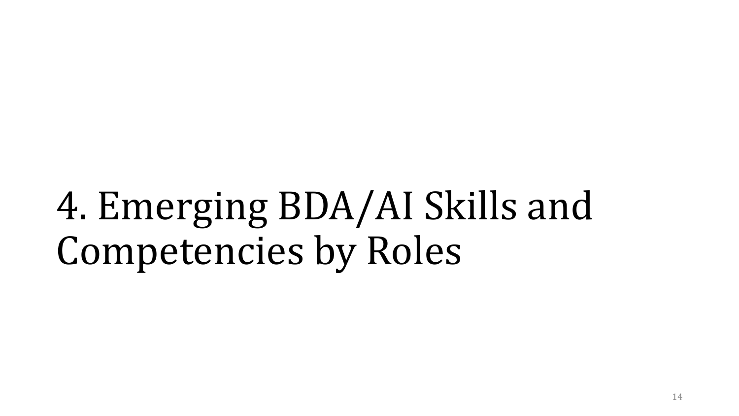# 4. Emerging BDA/AI Skills and Competencies by Roles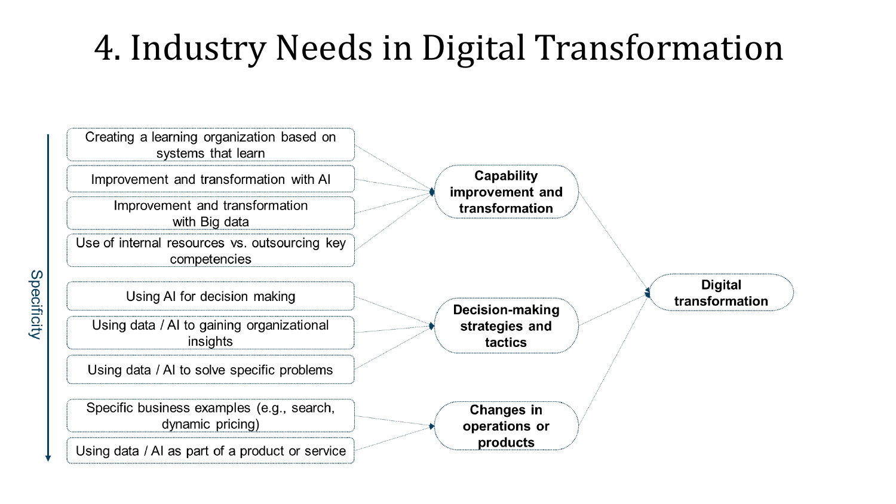# 4. Industry Needs in Digital Transformation

Specificity

- Creating a learning organization based on systems that learn
- Improvement and transformation with AI
- Improvement and transformation with Big data
- Use of internal resources vs. outsourcing key competencies

→ **Capability improvement and transformation**

- Using AI for decision making
- Using data / AI to gaining organizational insights
- Using data / AI to solve specific problems

→ **Decision-making strategies and tactics**

- Specific business examples (e.g., search, dynamic pricing)
- Using data / AI as part of a product or service

→ **Changes in operations or products**

**Capability improvement and transformation**, **Decision-making strategies and tactics**, **Changes in operations or products** → **Digital transformation**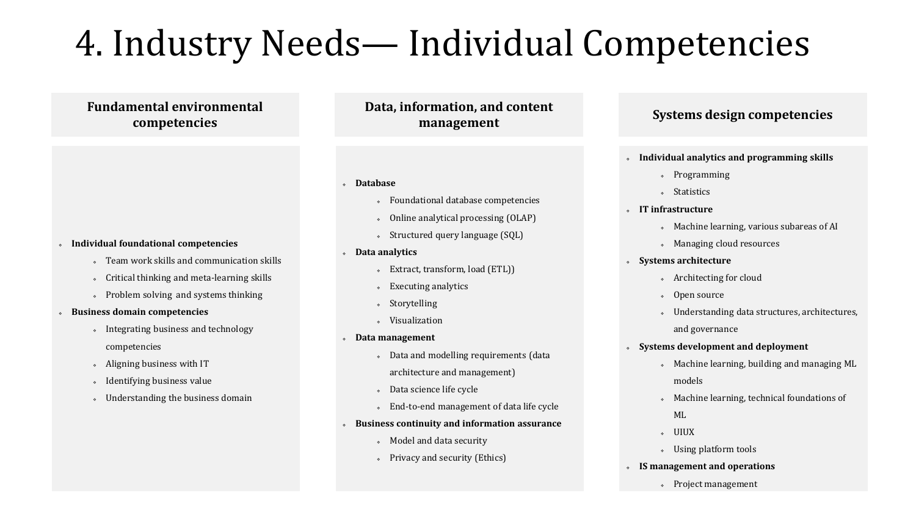# 4. Industry Needs— Individual Competencies

## Fundamental environmental competencies

- **Individual foundational competencies**
  - Team work skills and communication skills
  - Critical thinking and meta-learning skills
  - Problem solving and systems thinking
- **Business domain competencies**
  - Integrating business and technology competencies
  - Aligning business with IT
  - Identifying business value
  - Understanding the business domain

## Data, information, and content management

- **Database**
  - Foundational database competencies
  - Online analytical processing (OLAP)
  - Structured query language (SQL)
- **Data analytics**
  - Extract, transform, load (ETL))
  - Executing analytics
  - Storytelling
  - Visualization
- **Data management**
  - Data and modelling requirements (data architecture and management)
  - Data science life cycle
  - End-to-end management of data life cycle
- **Business continuity and information assurance**
  - Model and data security
  - Privacy and security (Ethics)

## Systems design competencies

- **Individual analytics and programming skills**
  - Programming
  - Statistics
- **IT infrastructure**
  - Machine learning, various subareas of AI
  - Managing cloud resources
- **Systems architecture**
  - Architecting for cloud
  - Open source
  - Understanding data structures, architectures, and governance
- **Systems development and deployment**
  - Machine learning, building and managing ML models
  - Machine learning, technical foundations of ML
  - UIUX
  - Using platform tools
- **IS management and operations**
  - Project management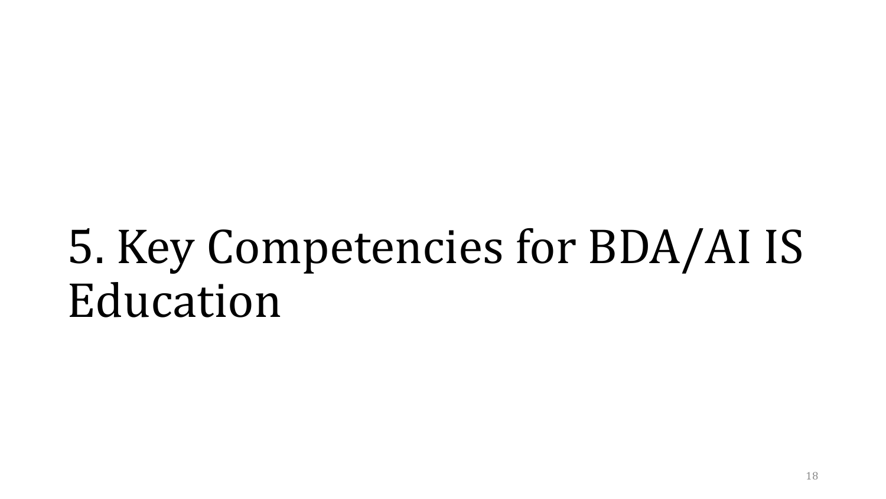# 5. Key Competencies for BDA/AI IS Education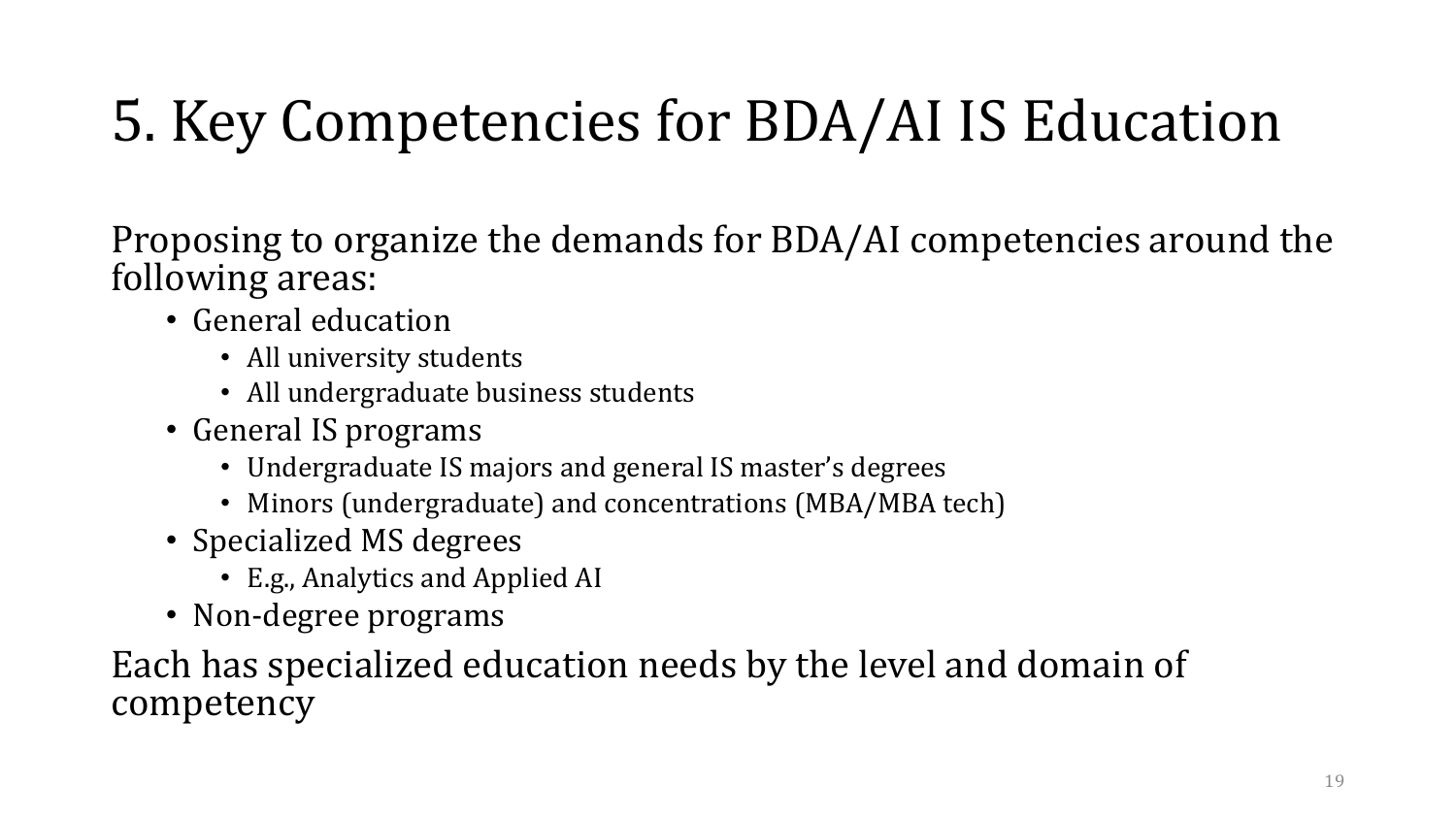# 5. Key Competencies for BDA/AI IS Education

Proposing to organize the demands for BDA/AI competencies around the following areas:

- General education
  - All university students
  - All undergraduate business students
- General IS programs
  - Undergraduate IS majors and general IS master's degrees
  - Minors (undergraduate) and concentrations (MBA/MBA tech)
- Specialized MS degrees
  - E.g., Analytics and Applied AI
- Non-degree programs

Each has specialized education needs by the level and domain of competency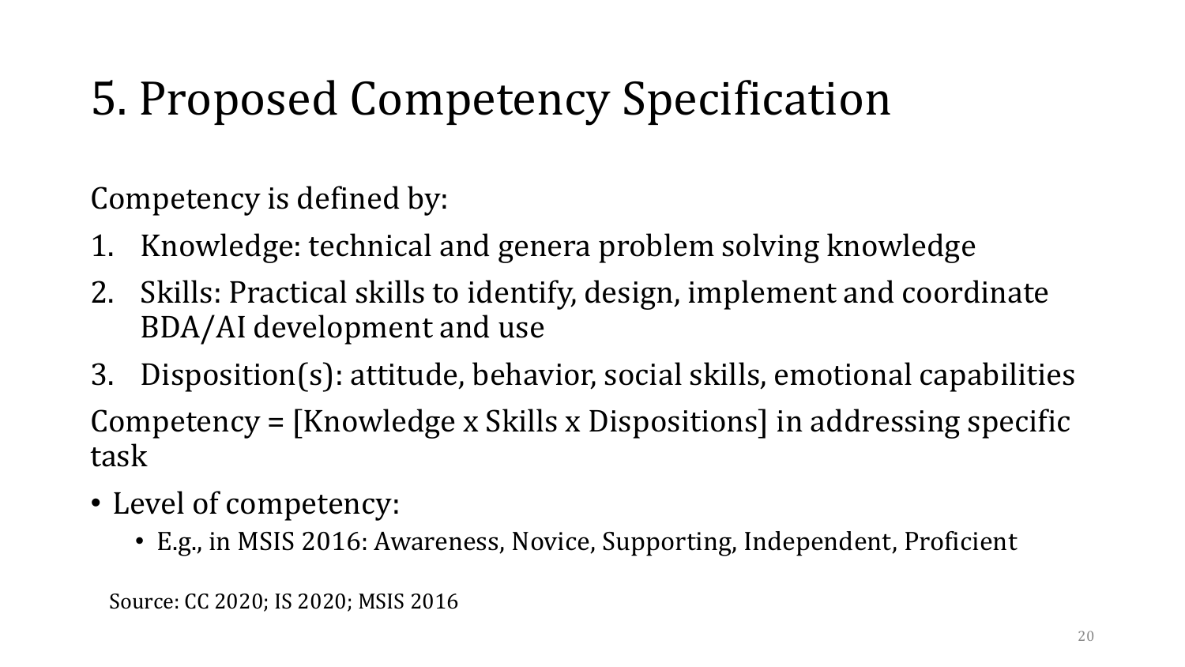# 5. Proposed Competency Specification

Competency is defined by:

1. Knowledge: technical and genera problem solving knowledge
2. Skills: Practical skills to identify, design, implement and coordinate BDA/AI development and use
3. Disposition(s): attitude, behavior, social skills, emotional capabilities

Competency = [Knowledge x Skills x Dispositions] in addressing specific task

- Level of competency:
  - E.g., in MSIS 2016: Awareness, Novice, Supporting, Independent, Proficient

Source: CC 2020; IS 2020; MSIS 2016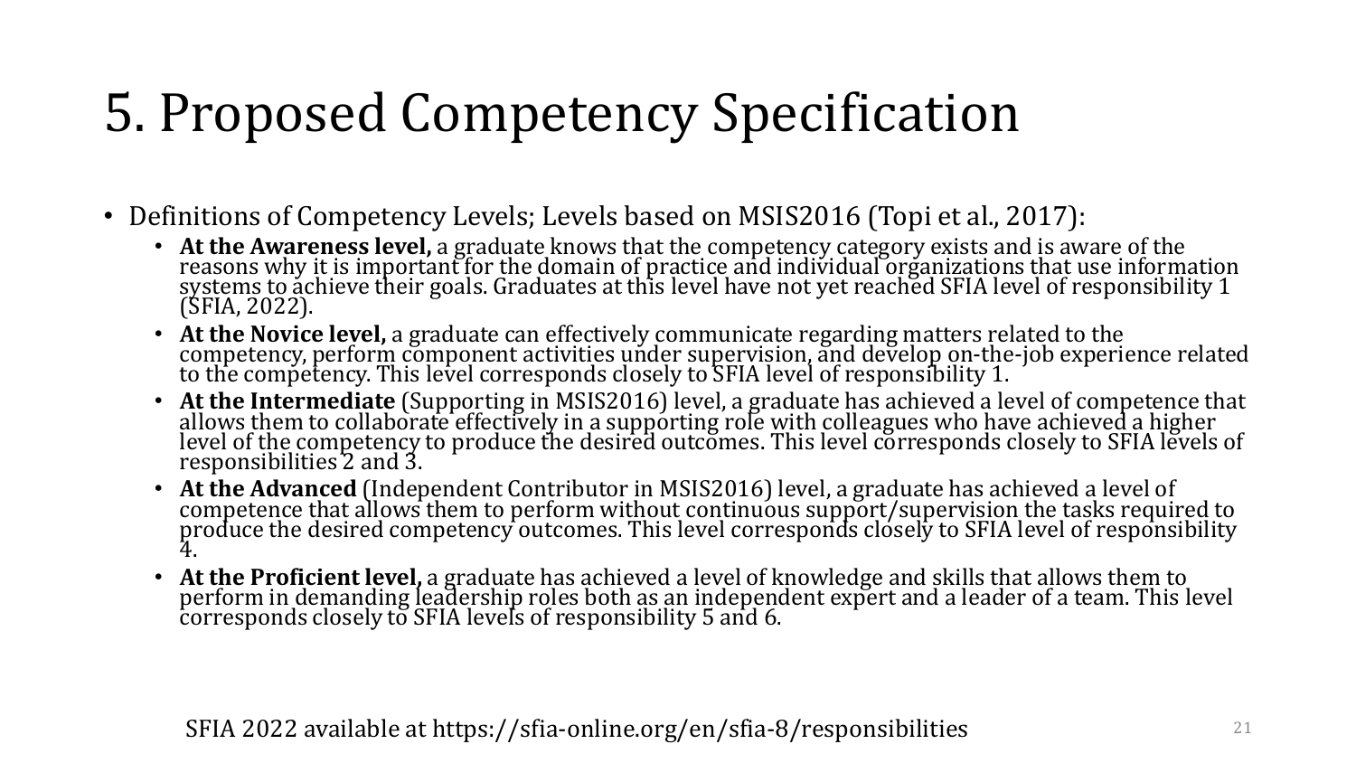# 5. Proposed Competency Specification

- Definitions of Competency Levels; Levels based on MSIS2016 (Topi et al., 2017):
  - **At the Awareness level,** a graduate knows that the competency category exists and is aware of the reasons why it is important for the domain of practice and individual organizations that use information systems to achieve their goals. Graduates at this level have not yet reached SFIA level of responsibility 1 (SFIA, 2022).
  - **At the Novice level,** a graduate can effectively communicate regarding matters related to the competency, perform component activities under supervision, and develop on-the-job experience related to the competency. This level corresponds closely to SFIA level of responsibility 1.
  - **At the Intermediate** (Supporting in MSIS2016) level, a graduate has achieved a level of competence that allows them to collaborate effectively in a supporting role with colleagues who have achieved a higher level of the competency to produce the desired outcomes. This level corresponds closely to SFIA levels of responsibilities 2 and 3.
  - **At the Advanced** (Independent Contributor in MSIS2016) level, a graduate has achieved a level of competence that allows them to perform without continuous support/supervision the tasks required to produce the desired competency outcomes. This level corresponds closely to SFIA level of responsibility 4.
  - **At the Proficient level,** a graduate has achieved a level of knowledge and skills that allows them to perform in demanding leadership roles both as an independent expert and a leader of a team. This level corresponds closely to SFIA levels of responsibility 5 and 6.

SFIA 2022 available at https://sfia-online.org/en/sfia-8/responsibilities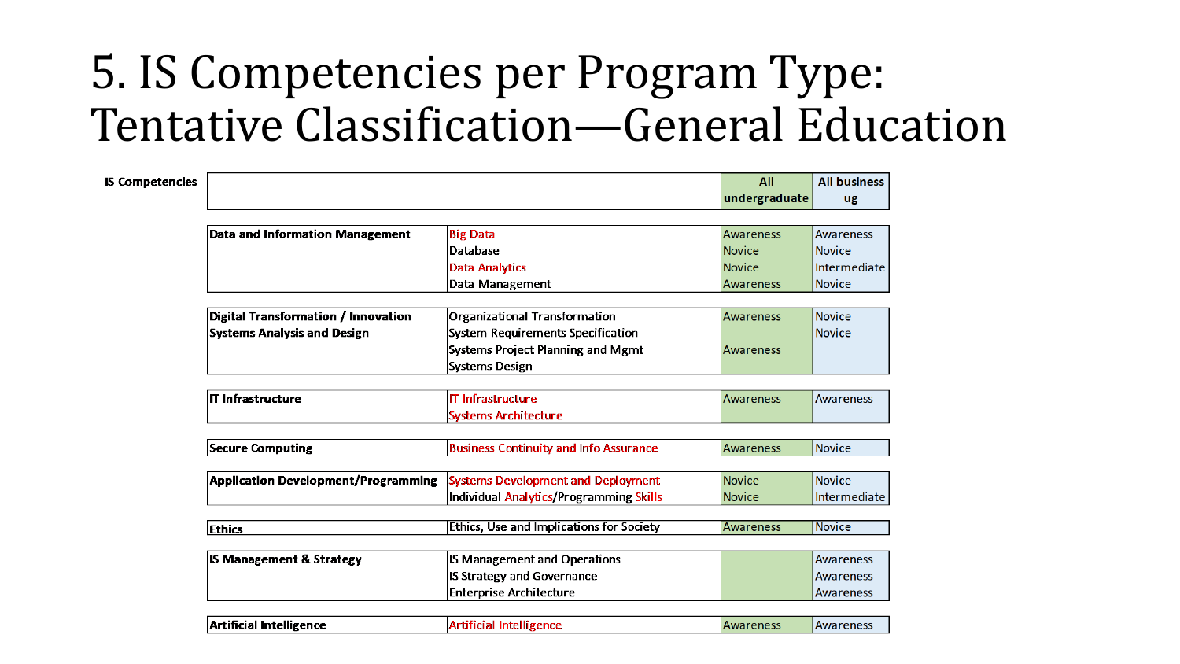# 5. IS Competencies per Program Type: Tentative Classification—General Education

| IS Competencies | | All undergraduate | All business ug |
|---|---|---|---|
| Data and Information Management | Big Data | Awareness | Awareness |
| | Database | Novice | Novice |
| | Data Analytics | Novice | Intermediate |
| | Data Management | Awareness | Novice |
| Digital Transformation / Innovation Systems Analysis and Design | Organizational Transformation | Awareness | Novice |
| | System Requirements Specification | | Novice |
| | Systems Project Planning and Mgmt | Awareness | |
| | Systems Design | | |
| IT Infrastructure | IT Infrastructure | Awareness | Awareness |
| | Systems Architecture | | |
| Secure Computing | Business Continuity and Info Assurance | Awareness | Novice |
| Application Development/Programming | Systems Development and Deployment | Novice | Novice |
| | Individual Analytics/Programming Skills | Novice | Intermediate |
| Ethics | Ethics, Use and Implications for Society | Awareness | Novice |
| IS Management & Strategy | IS Management and Operations | | Awareness |
| | IS Strategy and Governance | | Awareness |
| | Enterprise Architecture | | Awareness |
| Artificial Intelligence | Artificial Intelligence | Awareness | Awareness |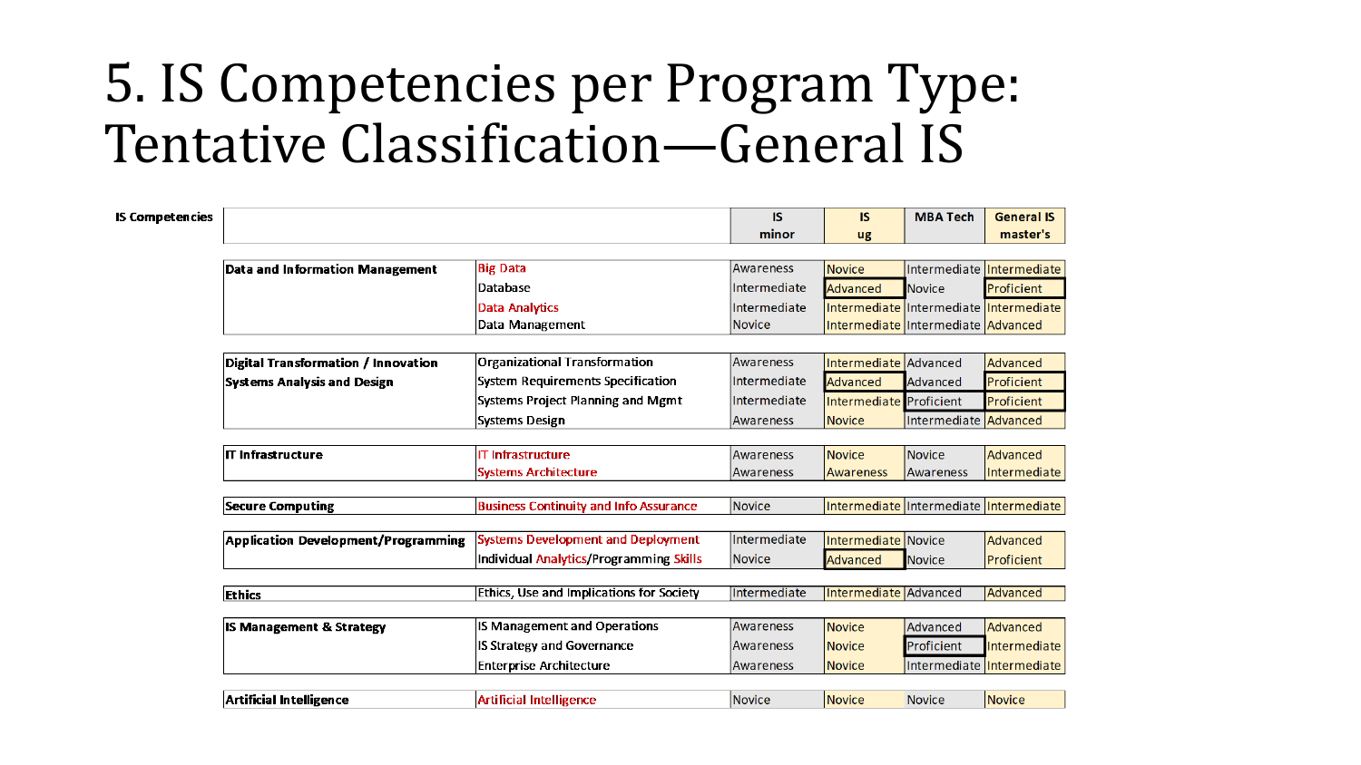# 5. IS Competencies per Program Type: Tentative Classification—General IS

| IS Competencies | | IS minor | IS ug | MBA Tech | General IS master's |
|---|---|---|---|---|---|
| Data and Information Management | Big Data | Awareness | Novice | Intermediate | Intermediate |
| | Database | Intermediate | Advanced | Novice | Proficient |
| | Data Analytics | Intermediate | Intermediate | Intermediate | Intermediate |
| | Data Management | Novice | Intermediate | Intermediate | Advanced |
| Digital Transformation / Innovation | Organizational Transformation | Awareness | Intermediate | Advanced | Advanced |
| Systems Analysis and Design | System Requirements Specification | Intermediate | Advanced | Advanced | Proficient |
| | Systems Project Planning and Mgmt | Intermediate | Intermediate | Proficient | Proficient |
| | Systems Design | Awareness | Novice | Intermediate | Advanced |
| IT Infrastructure | IT Infrastructure | Awareness | Novice | Novice | Advanced |
| | Systems Architecture | Awareness | Awareness | Awareness | Intermediate |
| Secure Computing | Business Continuity and Info Assurance | Novice | Intermediate | Intermediate | Intermediate |
| Application Development/Programming | Systems Development and Deployment | Intermediate | Intermediate | Novice | Advanced |
| | Individual Analytics/Programming Skills | Novice | Advanced | Novice | Proficient |
| Ethics | Ethics, Use and Implications for Society | Intermediate | Intermediate | Advanced | Advanced |
| IS Management & Strategy | IS Management and Operations | Awareness | Novice | Advanced | Advanced |
| | IS Strategy and Governance | Awareness | Novice | Proficient | Intermediate |
| | Enterprise Architecture | Awareness | Novice | Intermediate | Intermediate |
| Artificial Intelligence | Artificial Intelligence | Novice | Novice | Novice | Novice |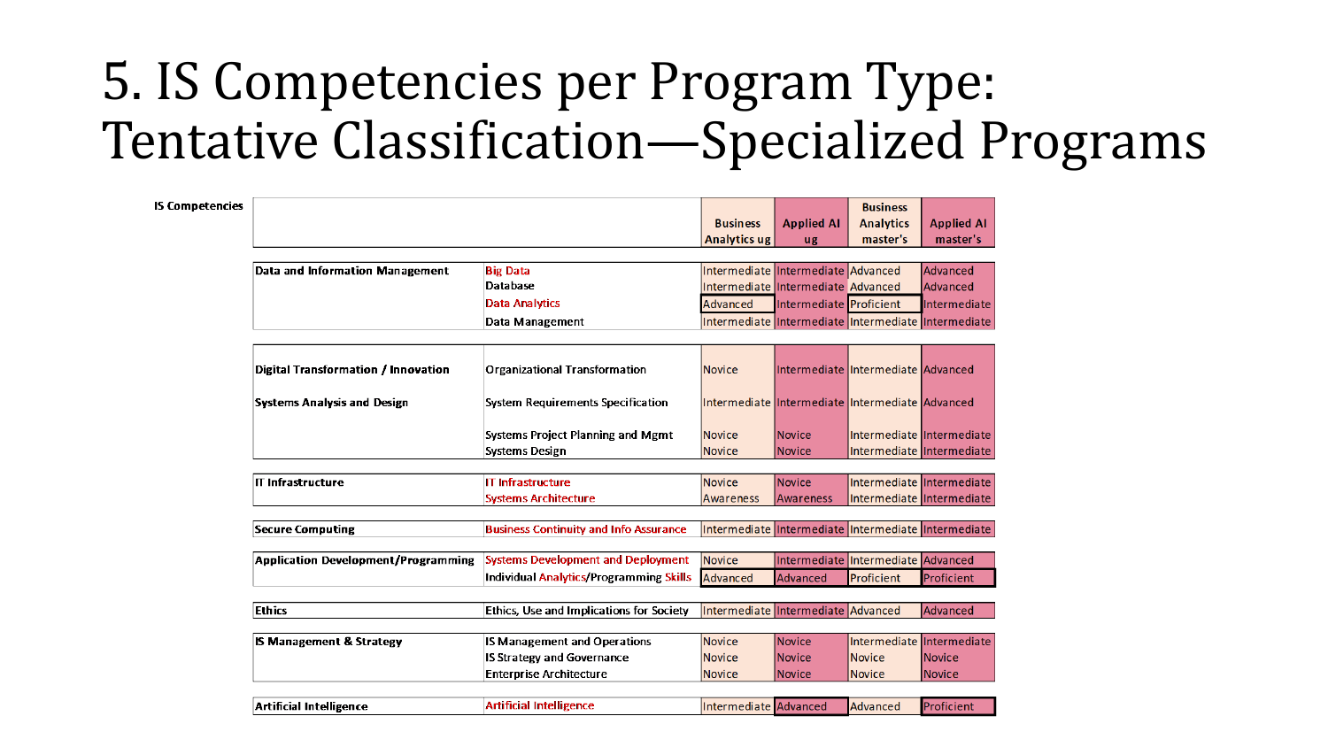# 5. IS Competencies per Program Type: Tentative Classification—Specialized Programs

| IS Competencies | | Business Analytics ug | Applied AI ug | Business Analytics master's | Applied AI master's |
|---|---|---|---|---|---|
| Data and Information Management | Big Data | Intermediate | Intermediate | Advanced | Advanced |
| | Database | Intermediate | Intermediate | Advanced | Advanced |
| | Data Analytics | Advanced | Intermediate | Proficient | Intermediate |
| | Data Management | Intermediate | Intermediate | Intermediate | Intermediate |
| Digital Transformation / Innovation | Organizational Transformation | Novice | Intermediate | Intermediate | Advanced |
| Systems Analysis and Design | System Requirements Specification | Intermediate | Intermediate | Intermediate | Advanced |
| | Systems Project Planning and Mgmt | Novice | Novice | Intermediate | Intermediate |
| | Systems Design | Novice | Novice | Intermediate | Intermediate |
| IT Infrastructure | IT Infrastructure | Novice | Novice | Intermediate | Intermediate |
| | Systems Architecture | Awareness | Awareness | Intermediate | Intermediate |
| Secure Computing | Business Continuity and Info Assurance | Intermediate | Intermediate | Intermediate | Intermediate |
| Application Development/Programming | Systems Development and Deployment | Novice | Intermediate | Intermediate | Advanced |
| | Individual Analytics/Programming Skills | Advanced | Advanced | Proficient | Proficient |
| Ethics | Ethics, Use and Implications for Society | Intermediate | Intermediate | Advanced | Advanced |
| IS Management & Strategy | IS Management and Operations | Novice | Novice | Intermediate | Intermediate |
| | IS Strategy and Governance | Novice | Novice | Novice | Novice |
| | Enterprise Architecture | Novice | Novice | Novice | Novice |
| Artificial Intelligence | Artificial Intelligence | Intermediate | Advanced | Advanced | Proficient |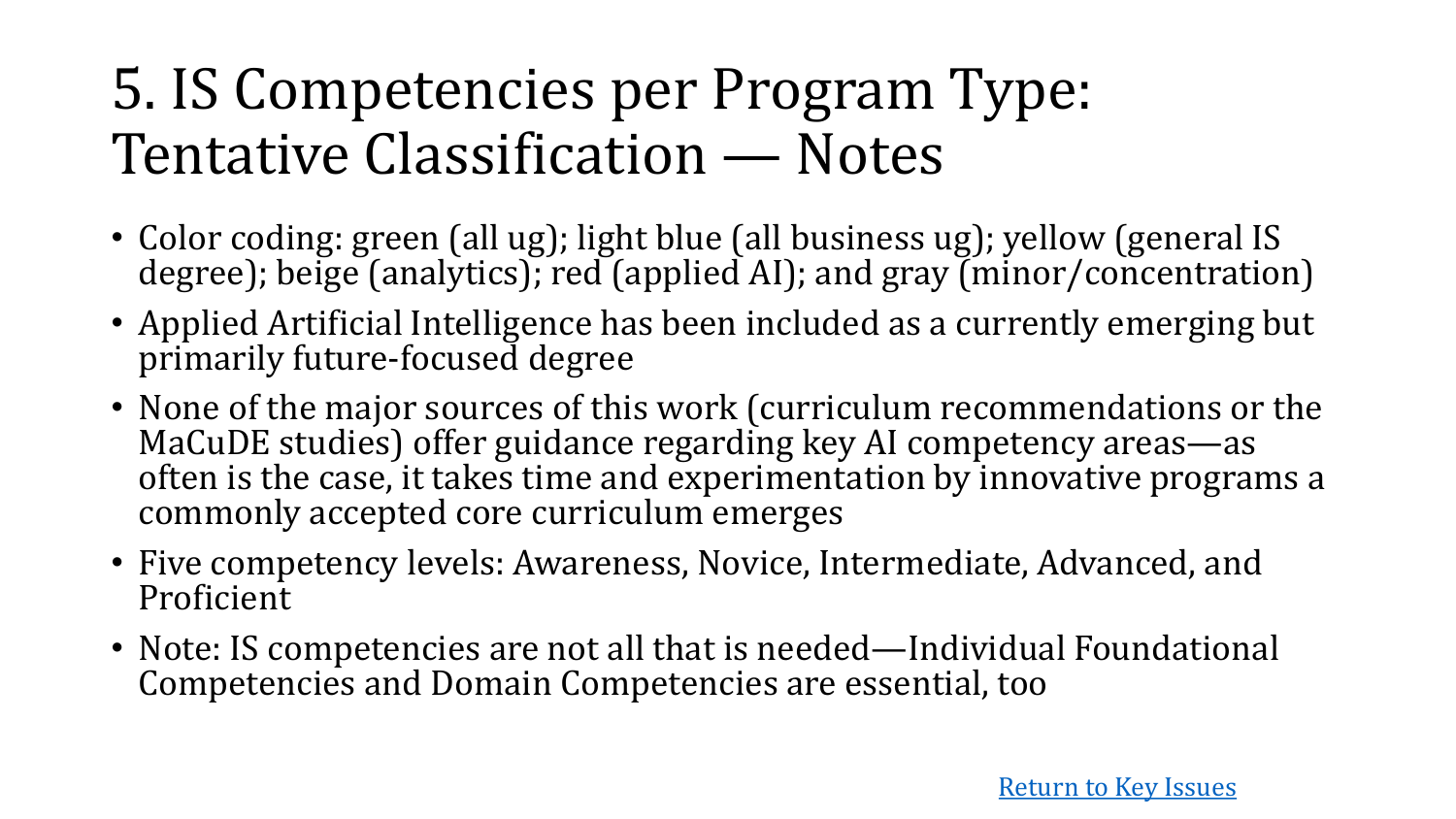# 5. IS Competencies per Program Type: Tentative Classification — Notes

- Color coding: green (all ug); light blue (all business ug); yellow (general IS degree); beige (analytics); red (applied AI); and gray (minor/concentration)
- Applied Artificial Intelligence has been included as a currently emerging but primarily future-focused degree
- None of the major sources of this work (curriculum recommendations or the MaCuDE studies) offer guidance regarding key AI competency areas—as often is the case, it takes time and experimentation by innovative programs a commonly accepted core curriculum emerges
- Five competency levels: Awareness, Novice, Intermediate, Advanced, and Proficient
- Note: IS competencies are not all that is needed—Individual Foundational Competencies and Domain Competencies are essential, too

Return to Key Issues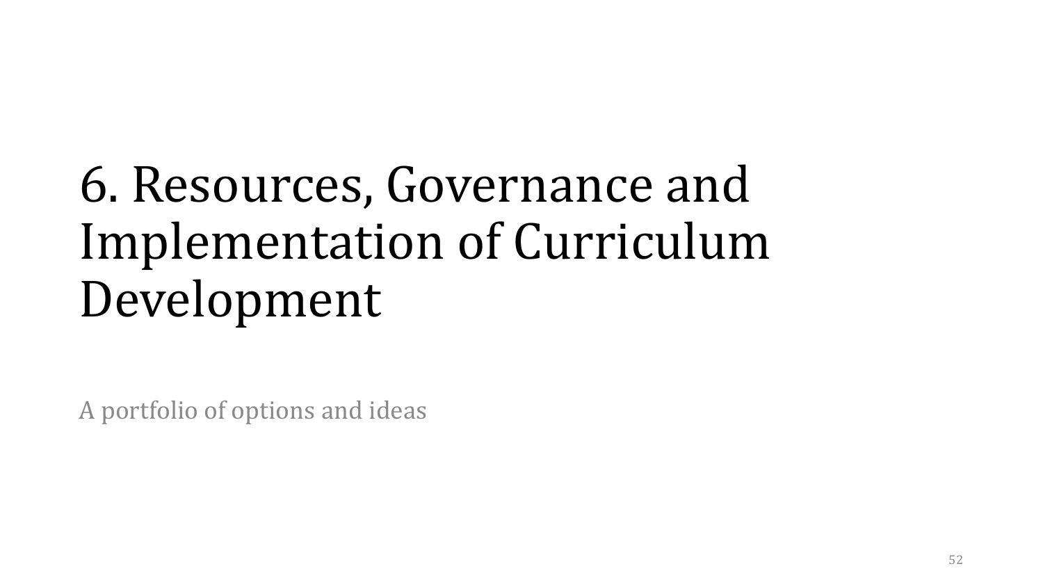# 6. Resources, Governance and Implementation of Curriculum Development

A portfolio of options and ideas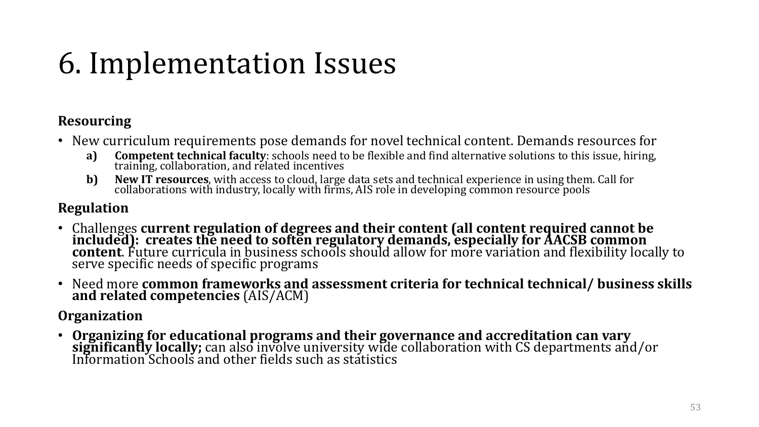# 6. Implementation Issues

**Resourcing**

- New curriculum requirements pose demands for novel technical content. Demands resources for
  - **a) Competent technical faculty**: schools need to be flexible and find alternative solutions to this issue, hiring, training, collaboration, and related incentives
  - **b) New IT resources**, with access to cloud, large data sets and technical experience in using them. Call for collaborations with industry, locally with firms, AIS role in developing common resource pools

**Regulation**

- Challenges **current regulation of degrees and their content (all content required cannot be included): creates the need to soften regulatory demands, especially for AACSB common content**. Future curricula in business schools should allow for more variation and flexibility locally to serve specific needs of specific programs
- Need more **common frameworks and assessment criteria for technical technical/ business skills and related competencies** (AIS/ACM)

**Organization**

- **Organizing for educational programs and their governance and accreditation can vary significantly locally;** can also involve university wide collaboration with CS departments and/or Information Schools and other fields such as statistics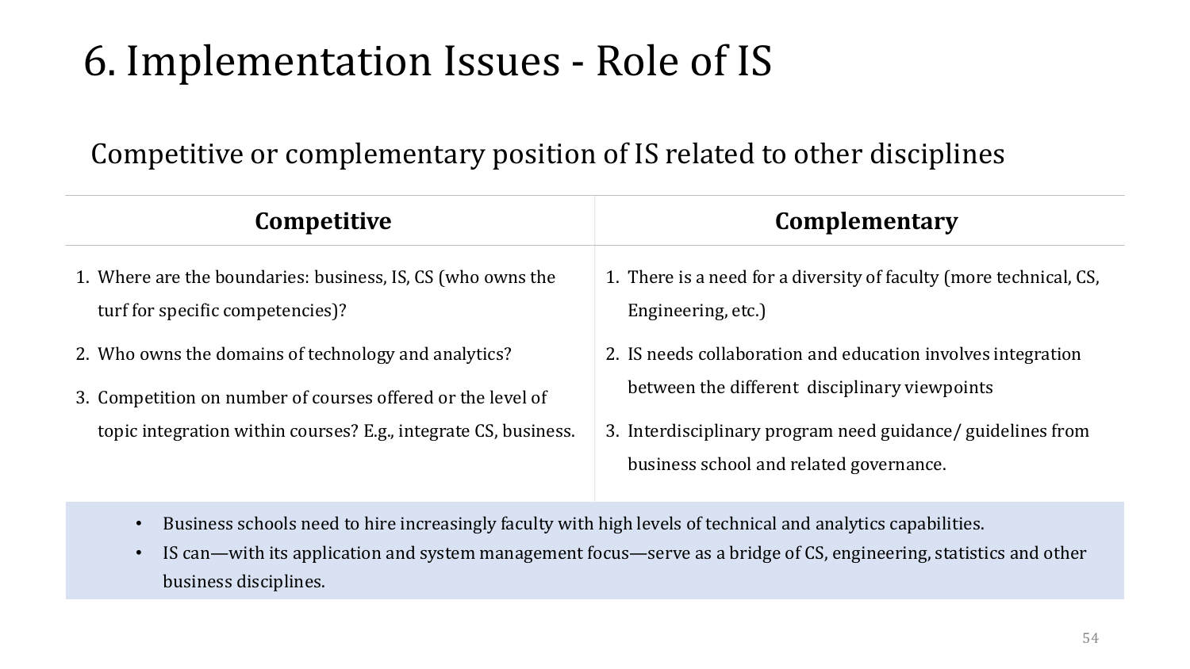# 6. Implementation Issues - Role of IS

Competitive or complementary position of IS related to other disciplines

| Competitive | Complementary |
|---|---|
| 1. Where are the boundaries: business, IS, CS (who owns the turf for specific competencies)? <br> 2. Who owns the domains of technology and analytics? <br> 3. Competition on number of courses offered or the level of topic integration within courses? E.g., integrate CS, business. | 1. There is a need for a diversity of faculty (more technical, CS, Engineering, etc.) <br> 2. IS needs collaboration and education involves integration between the different disciplinary viewpoints <br> 3. Interdisciplinary program need guidance/ guidelines from business school and related governance. |

- Business schools need to hire increasingly faculty with high levels of technical and analytics capabilities.
- IS can—with its application and system management focus—serve as a bridge of CS, engineering, statistics and other business disciplines.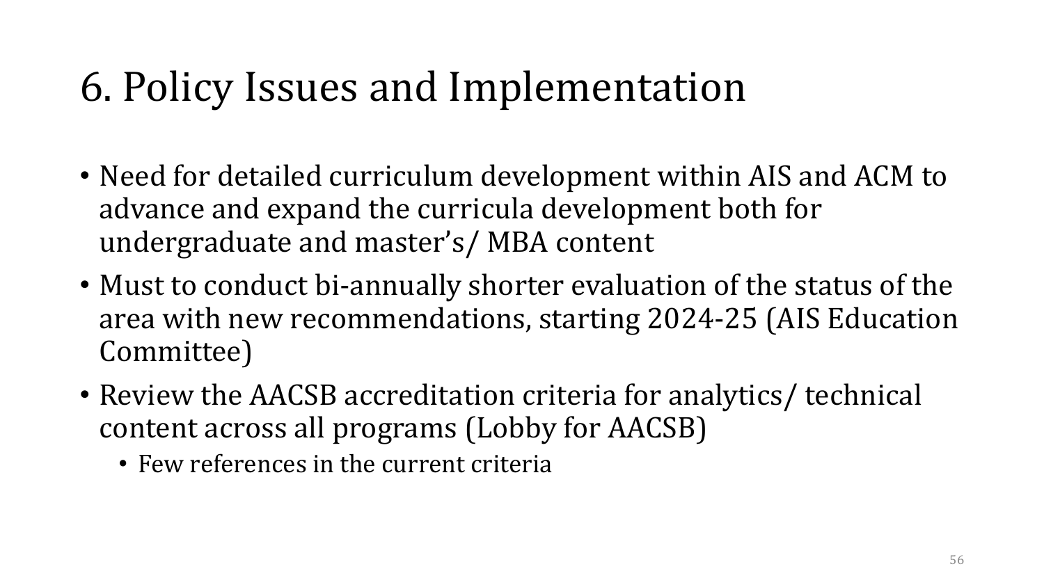# 6. Policy Issues and Implementation

- Need for detailed curriculum development within AIS and ACM to advance and expand the curricula development both for undergraduate and master's/ MBA content
- Must to conduct bi-annually shorter evaluation of the status of the area with new recommendations, starting 2024-25 (AIS Education Committee)
- Review the AACSB accreditation criteria for analytics/ technical content across all programs (Lobby for AACSB)
  - Few references in the current criteria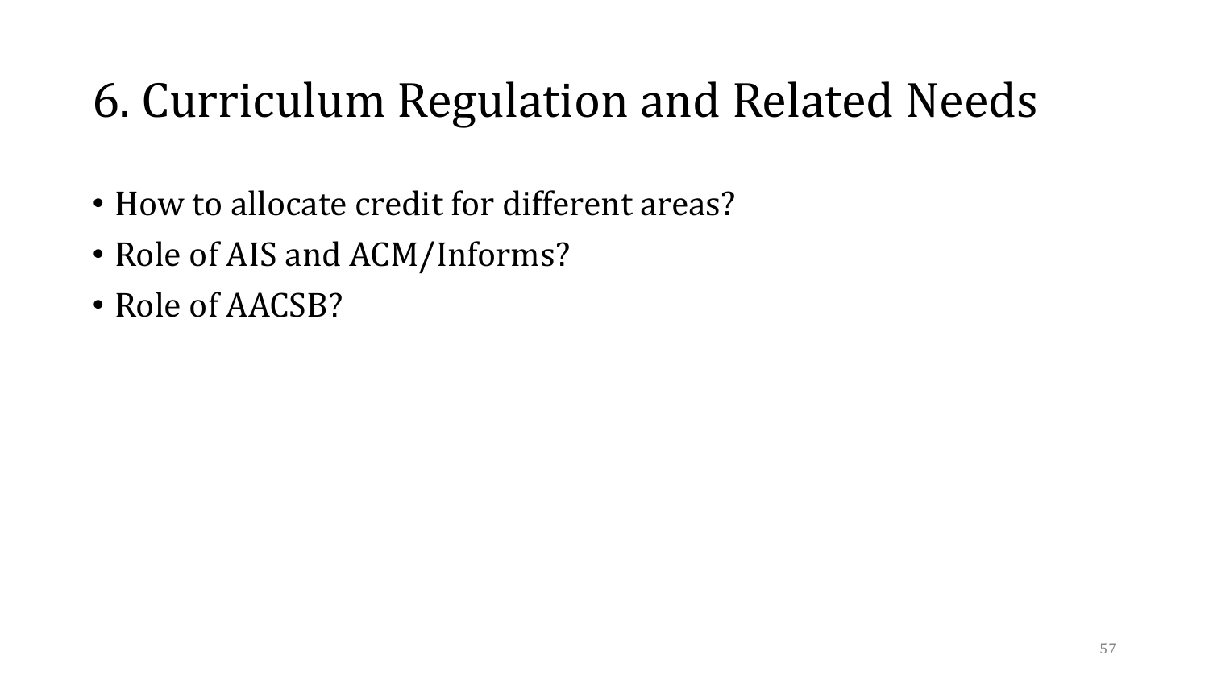# 6. Curriculum Regulation and Related Needs

- How to allocate credit for different areas?
- Role of AIS and ACM/Informs?
- Role of AACSB?